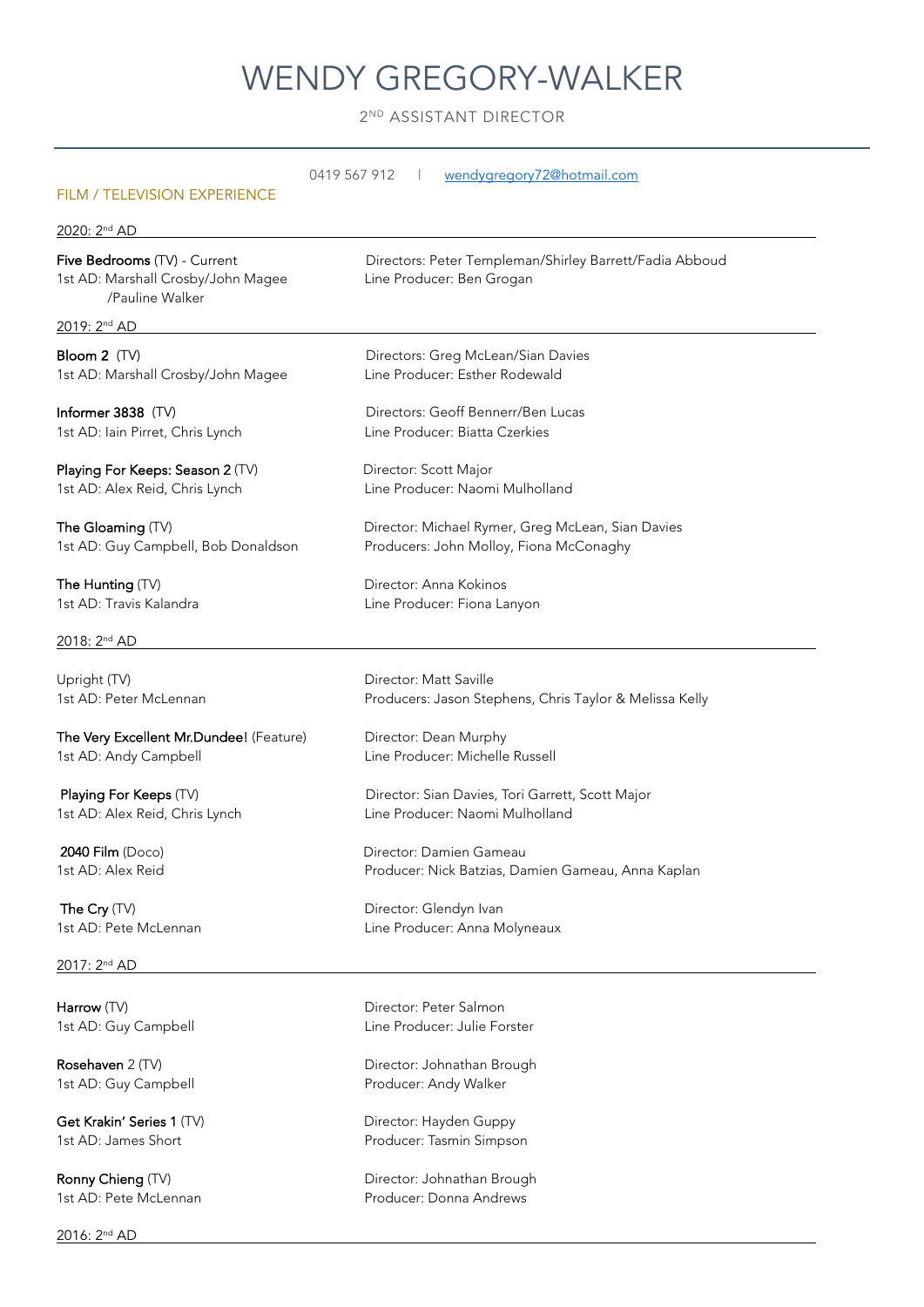# WENDY GREGORY-WALKER

2ND ASSISTANT DIRECTOR

---

0419 567 912 | wendygregory72@hotmail.com

## FILM / TELEVISION EXPERIENCE

### 2020: 2nd AD

**Five Bedrooms** (TV) - Current
1st AD: Marshall Crosby/John Magee /Pauline Walker
Directors: Peter Templeman/Shirley Barrett/Fadia Abboud
Line Producer: Ben Grogan

### 2019: 2nd AD

**Bloom 2** (TV)
1st AD: Marshall Crosby/John Magee
Directors: Greg McLean/Sian Davies
Line Producer: Esther Rodewald

**Informer 3838** (TV)
1st AD: Iain Pirret, Chris Lynch
Directors: Geoff Bennerr/Ben Lucas
Line Producer: Biatta Czerkies

**Playing For Keeps: Season 2** (TV)
1st AD: Alex Reid, Chris Lynch
Director: Scott Major
Line Producer: Naomi Mulholland

**The Gloaming** (TV)
1st AD: Guy Campbell, Bob Donaldson
Director: Michael Rymer, Greg McLean, Sian Davies
Producers: John Molloy, Fiona McConaghy

**The Hunting** (TV)
1st AD: Travis Kalandra
Director: Anna Kokinos
Line Producer: Fiona Lanyon

### 2018: 2nd AD

Upright (TV)
1st AD: Peter McLennan
Director: Matt Saville
Producers: Jason Stephens, Chris Taylor & Melissa Kelly

**The Very Excellent Mr.Dundee!** (Feature)
1st AD: Andy Campbell
Director: Dean Murphy
Line Producer: Michelle Russell

**Playing For Keeps** (TV)
1st AD: Alex Reid, Chris Lynch
Director: Sian Davies, Tori Garrett, Scott Major
Line Producer: Naomi Mulholland

**2040 Film** (Doco)
1st AD: Alex Reid
Director: Damien Gameau
Producer: Nick Batzias, Damien Gameau, Anna Kaplan

**The Cry** (TV)
1st AD: Pete McLennan
Director: Glendyn Ivan
Line Producer: Anna Molyneaux

### 2017: 2nd AD

**Harrow** (TV)
1st AD: Guy Campbell
Director: Peter Salmon
Line Producer: Julie Forster

**Rosehaven** 2 (TV)
1st AD: Guy Campbell
Director: Johnathan Brough
Producer: Andy Walker

**Get Krakin' Series 1** (TV)
1st AD: James Short
Director: Hayden Guppy
Producer: Tasmin Simpson

**Ronny Chieng** (TV)
1st AD: Pete McLennan
Director: Johnathan Brough
Producer: Donna Andrews

### 2016: 2nd AD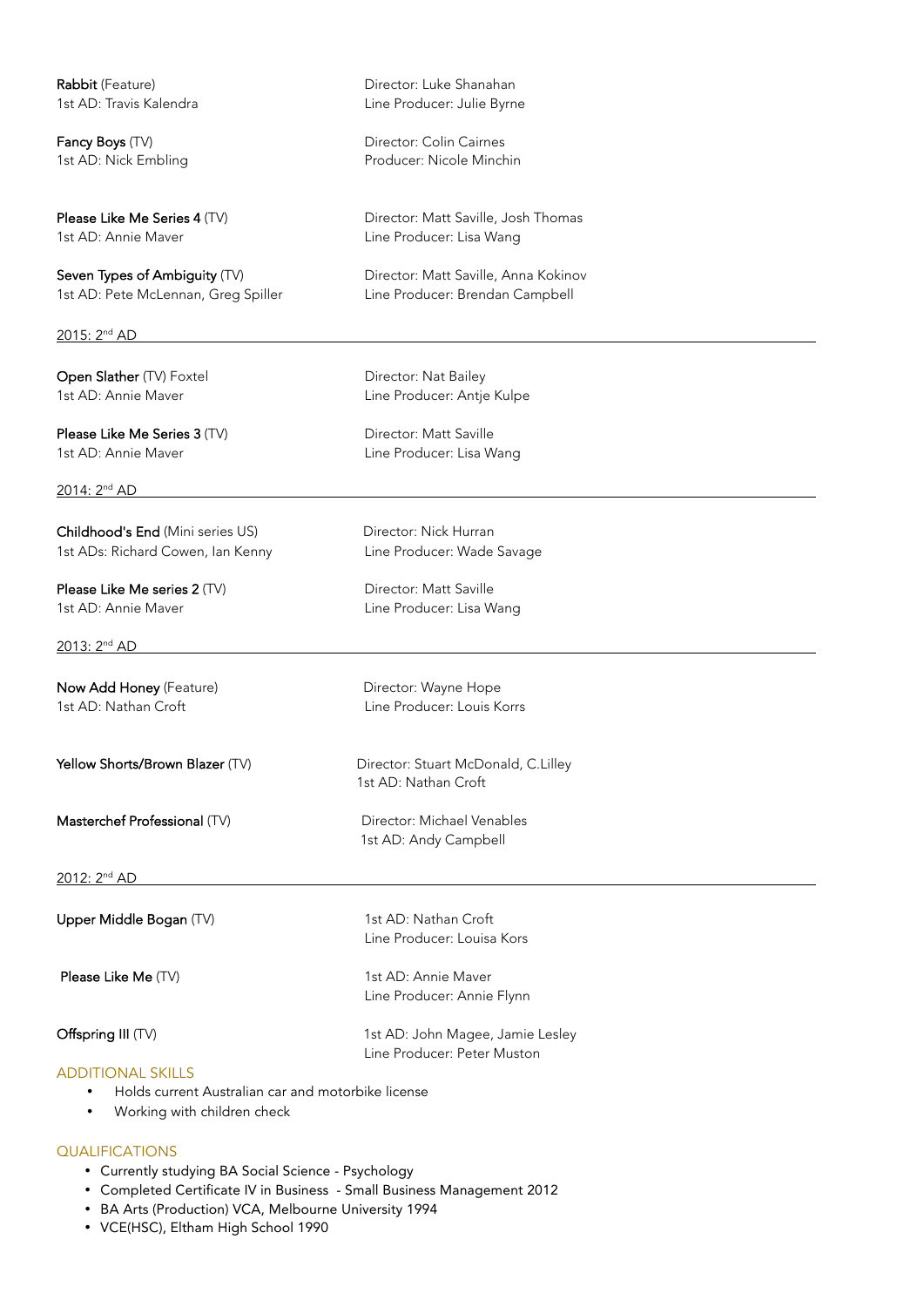**Rabbit** (Feature)
1st AD: Travis Kalendra
Director: Luke Shanahan
Line Producer: Julie Byrne

**Fancy Boys** (TV)
1st AD: Nick Embling
Director: Colin Cairnes
Producer: Nicole Minchin

**Please Like Me Series 4** (TV)
1st AD: Annie Maver
Director: Matt Saville, Josh Thomas
Line Producer: Lisa Wang

**Seven Types of Ambiguity** (TV)
1st AD: Pete McLennan, Greg Spiller
Director: Matt Saville, Anna Kokinov
Line Producer: Brendan Campbell

2015: 2nd AD

---

**Open Slather** (TV) Foxtel
1st AD: Annie Maver
Director: Nat Bailey
Line Producer: Antje Kulpe

**Please Like Me Series 3** (TV)
1st AD: Annie Maver
Director: Matt Saville
Line Producer: Lisa Wang

2014: 2nd AD

---

**Childhood's End** (Mini series US)
1st ADs: Richard Cowen, Ian Kenny
Director: Nick Hurran
Line Producer: Wade Savage

**Please Like Me series 2** (TV)
1st AD: Annie Maver
Director: Matt Saville
Line Producer: Lisa Wang

2013: 2nd AD

---

**Now Add Honey** (Feature)
1st AD: Nathan Croft
Director: Wayne Hope
Line Producer: Louis Korrs

**Yellow Shorts/Brown Blazer** (TV)
Director: Stuart McDonald, C.Lilley
1st AD: Nathan Croft

**Masterchef Professional** (TV)
Director: Michael Venables
1st AD: Andy Campbell

2012: 2nd AD

---

**Upper Middle Bogan** (TV)
1st AD: Nathan Croft
Line Producer: Louisa Kors

**Please Like Me** (TV)
1st AD: Annie Maver
Line Producer: Annie Flynn

**Offspring III** (TV)
1st AD: John Magee, Jamie Lesley
Line Producer: Peter Muston

## ADDITIONAL SKILLS

- Holds current Australian car and motorbike license
- Working with children check

## QUALIFICATIONS

- Currently studying BA Social Science - Psychology
- Completed Certificate IV in Business - Small Business Management 2012
- BA Arts (Production) VCA, Melbourne University 1994
- VCE(HSC), Eltham High School 1990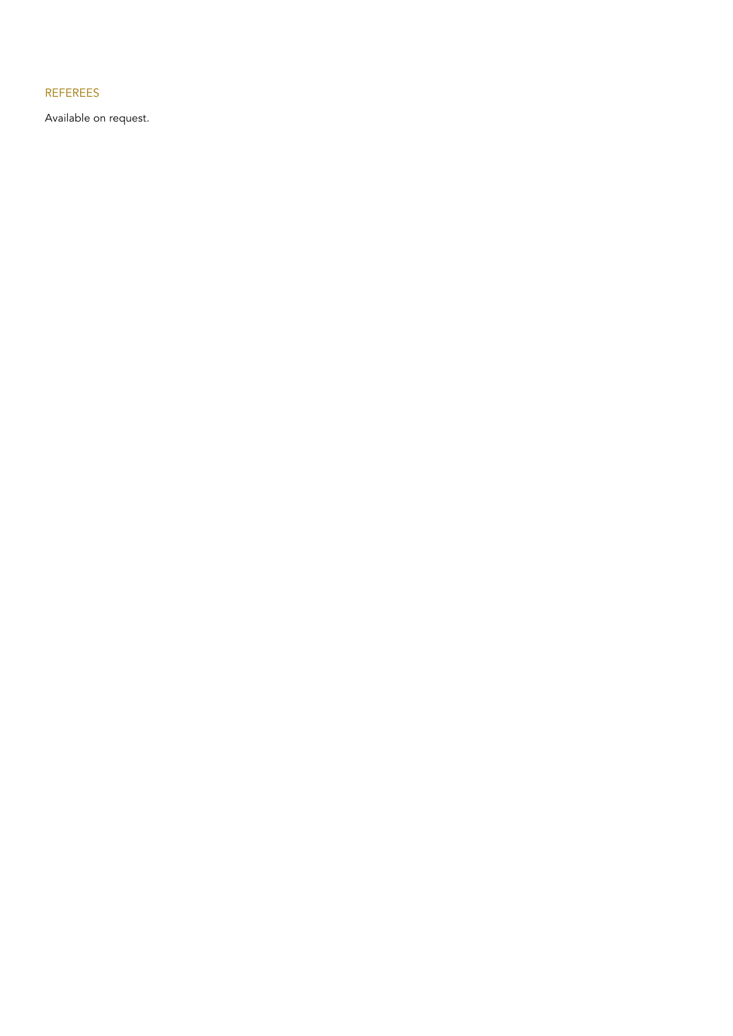## REFEREES

Available on request.